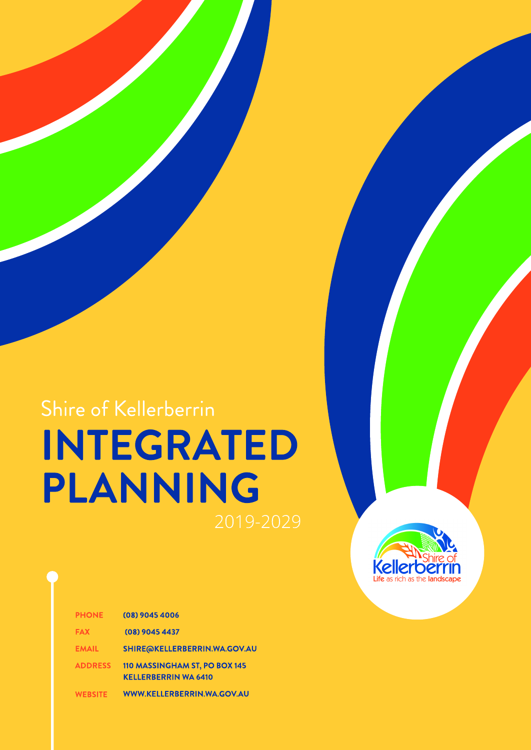Shire of Kellerberrin

# INTEGRATED PLANNING

2019-2029

Shire of Kellerberrin
Life as rich as the landscape

| | |
|---|---|
| **PHONE** | **(08) 9045 4006** |
| **FAX** | **(08) 9045 4437** |
| **EMAIL** | **SHIRE@KELLERBERRIN.WA.GOV.AU** |
| **ADDRESS** | **110 MASSINGHAM ST, PO BOX 145 KELLERBERRIN WA 6410** |
| **WEBSITE** | **WWW.KELLERBERRIN.WA.GOV.AU** |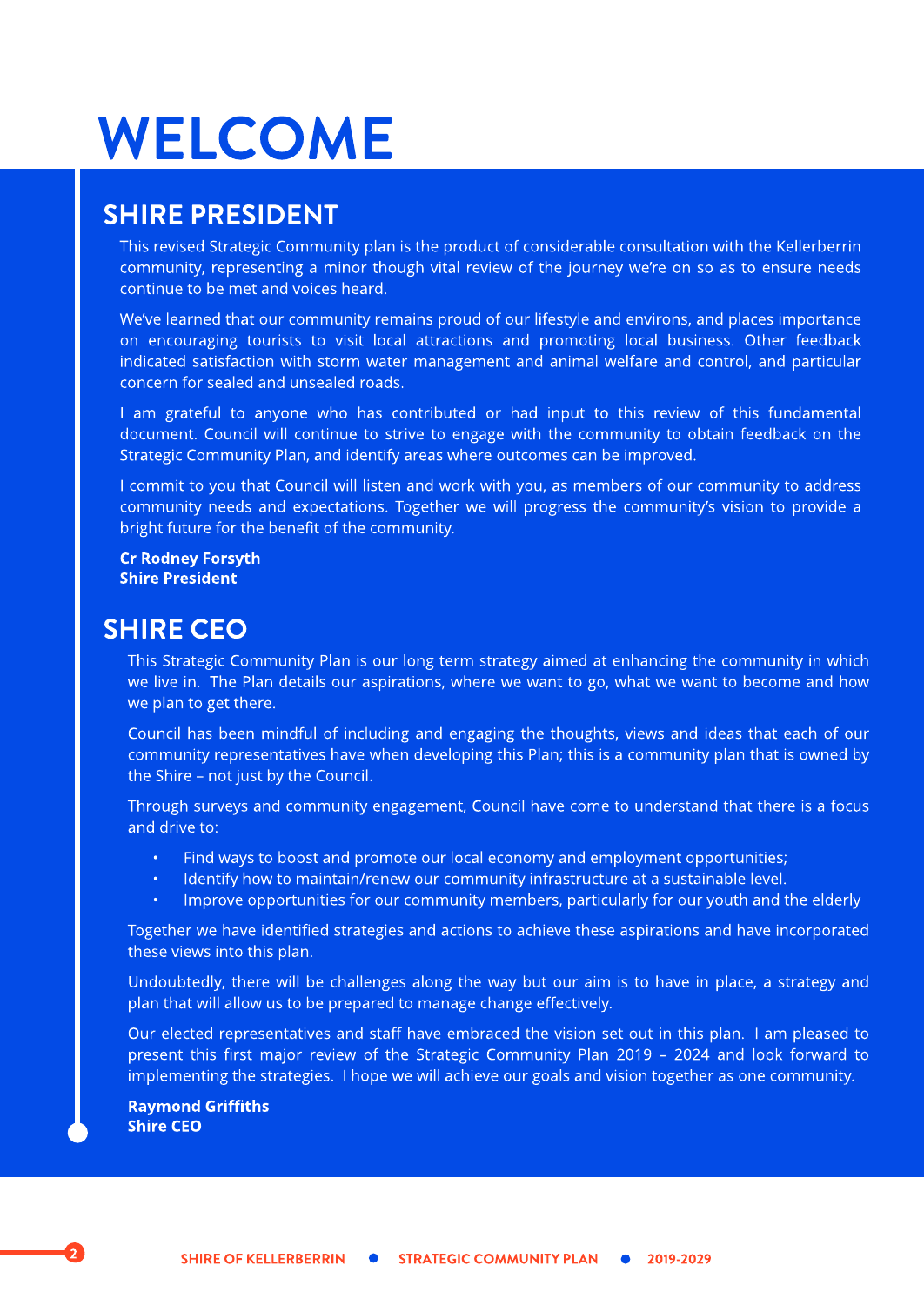# WELCOME

## SHIRE PRESIDENT

This revised Strategic Community plan is the product of considerable consultation with the Kellerberrin community, representing a minor though vital review of the journey we're on so as to ensure needs continue to be met and voices heard.

We've learned that our community remains proud of our lifestyle and environs, and places importance on encouraging tourists to visit local attractions and promoting local business. Other feedback indicated satisfaction with storm water management and animal welfare and control, and particular concern for sealed and unsealed roads.

I am grateful to anyone who has contributed or had input to this review of this fundamental document. Council will continue to strive to engage with the community to obtain feedback on the Strategic Community Plan, and identify areas where outcomes can be improved.

I commit to you that Council will listen and work with you, as members of our community to address community needs and expectations. Together we will progress the community's vision to provide a bright future for the benefit of the community.

**Cr Rodney Forsyth**
**Shire President**

## SHIRE CEO

This Strategic Community Plan is our long term strategy aimed at enhancing the community in which we live in. The Plan details our aspirations, where we want to go, what we want to become and how we plan to get there.

Council has been mindful of including and engaging the thoughts, views and ideas that each of our community representatives have when developing this Plan; this is a community plan that is owned by the Shire – not just by the Council.

Through surveys and community engagement, Council have come to understand that there is a focus and drive to:

- Find ways to boost and promote our local economy and employment opportunities;
- Identify how to maintain/renew our community infrastructure at a sustainable level.
- Improve opportunities for our community members, particularly for our youth and the elderly

Together we have identified strategies and actions to achieve these aspirations and have incorporated these views into this plan.

Undoubtedly, there will be challenges along the way but our aim is to have in place, a strategy and plan that will allow us to be prepared to manage change effectively.

Our elected representatives and staff have embraced the vision set out in this plan. I am pleased to present this first major review of the Strategic Community Plan 2019 – 2024 and look forward to implementing the strategies. I hope we will achieve our goals and vision together as one community.

**Raymond Griffiths**
**Shire CEO**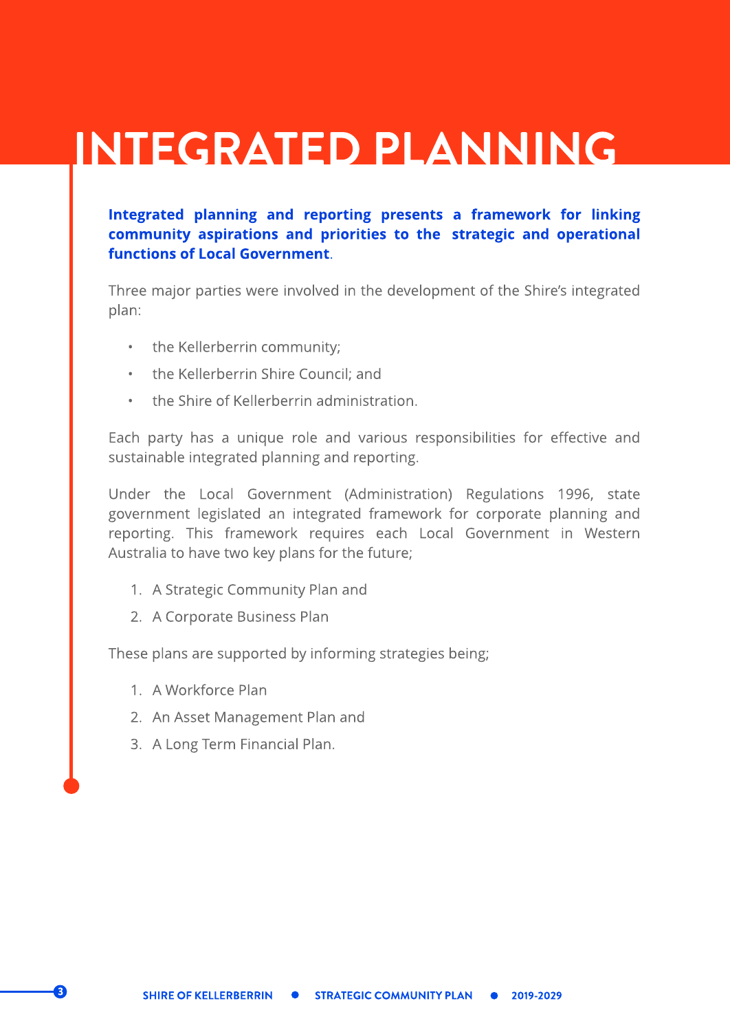# INTEGRATED PLANNING

**Integrated planning and reporting presents a framework for linking community aspirations and priorities to the strategic and operational functions of Local Government**.

Three major parties were involved in the development of the Shire's integrated plan:

- the Kellerberrin community;
- the Kellerberrin Shire Council; and
- the Shire of Kellerberrin administration.

Each party has a unique role and various responsibilities for effective and sustainable integrated planning and reporting.

Under the Local Government (Administration) Regulations 1996, state government legislated an integrated framework for corporate planning and reporting. This framework requires each Local Government in Western Australia to have two key plans for the future;

1. A Strategic Community Plan and
2. A Corporate Business Plan

These plans are supported by informing strategies being;

1. A Workforce Plan
2. An Asset Management Plan and
3. A Long Term Financial Plan.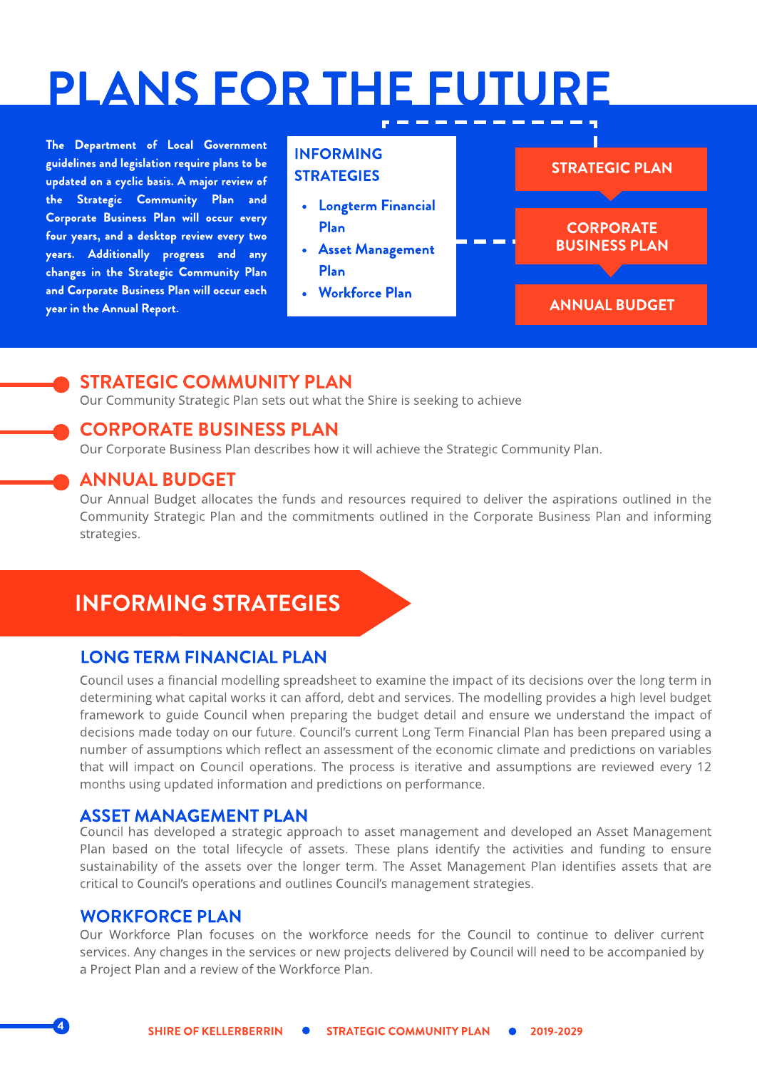# PLANS FOR THE FUTURE

The Department of Local Government guidelines and legislation require plans to be updated on a cyclic basis. A major review of the Strategic Community Plan and Corporate Business Plan will occur every four years, and a desktop review every two years. Additionally progress and any changes in the Strategic Community Plan and Corporate Business Plan will occur each year in the Annual Report.

**INFORMING STRATEGIES**

- Longterm Financial Plan
- Asset Management Plan
- Workforce Plan

STRATEGIC PLAN

CORPORATE BUSINESS PLAN

ANNUAL BUDGET

## STRATEGIC COMMUNITY PLAN

Our Community Strategic Plan sets out what the Shire is seeking to achieve

## CORPORATE BUSINESS PLAN

Our Corporate Business Plan describes how it will achieve the Strategic Community Plan.

## ANNUAL BUDGET

Our Annual Budget allocates the funds and resources required to deliver the aspirations outlined in the Community Strategic Plan and the commitments outlined in the Corporate Business Plan and informing strategies.

## INFORMING STRATEGIES

### LONG TERM FINANCIAL PLAN

Council uses a financial modelling spreadsheet to examine the impact of its decisions over the long term in determining what capital works it can afford, debt and services. The modelling provides a high level budget framework to guide Council when preparing the budget detail and ensure we understand the impact of decisions made today on our future. Council's current Long Term Financial Plan has been prepared using a number of assumptions which reflect an assessment of the economic climate and predictions on variables that will impact on Council operations. The process is iterative and assumptions are reviewed every 12 months using updated information and predictions on performance.

### ASSET MANAGEMENT PLAN

Council has developed a strategic approach to asset management and developed an Asset Management Plan based on the total lifecycle of assets. These plans identify the activities and funding to ensure sustainability of the assets over the longer term. The Asset Management Plan identifies assets that are critical to Council's operations and outlines Council's management strategies.

### WORKFORCE PLAN

Our Workforce Plan focuses on the workforce needs for the Council to continue to deliver current services. Any changes in the services or new projects delivered by Council will need to be accompanied by a Project Plan and a review of the Workforce Plan.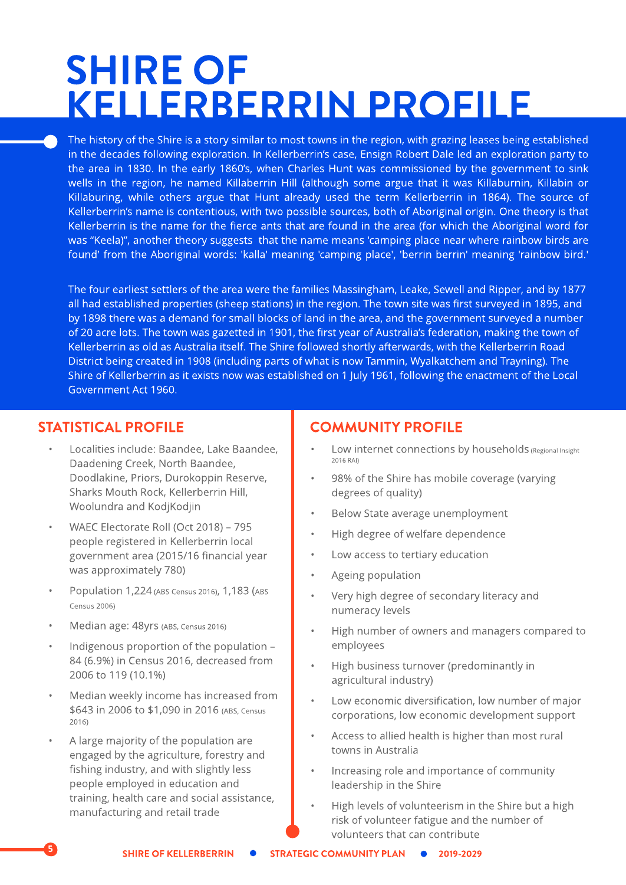# SHIRE OF KELLERBERRIN PROFILE

The history of the Shire is a story similar to most towns in the region, with grazing leases being established in the decades following exploration. In Kellerberrin's case, Ensign Robert Dale led an exploration party to the area in 1830. In the early 1860's, when Charles Hunt was commissioned by the government to sink wells in the region, he named Killaberin Hill (although some argue that it was Killaburnin, Killabin or Killaburing, while others argue that Hunt already used the term Kellerberrin in 1864). The source of Kellerberrin's name is contentious, with two possible sources, both of Aboriginal origin. One theory is that Kellerberrin is the name for the fierce ants that are found in the area (for which the Aboriginal word for was "Keela)", another theory suggests that the name means 'camping place near where rainbow birds are found' from the Aboriginal words: 'kalla' meaning 'camping place', 'berrin berrin' meaning 'rainbow bird.'

The four earliest settlers of the area were the families Massingham, Leake, Sewell and Ripper, and by 1877 all had established properties (sheep stations) in the region. The town site was first surveyed in 1895, and by 1898 there was a demand for small blocks of land in the area, and the government surveyed a number of 20 acre lots. The town was gazetted in 1901, the first year of Australia's federation, making the town of Kellerberrin as old as Australia itself. The Shire followed shortly afterwards, with the Kellerberrin Road District being created in 1908 (including parts of what is now Tammin, Wyalkatchem and Trayning). The Shire of Kellerberrin as it exists now was established on 1 July 1961, following the enactment of the Local Government Act 1960.

## STATISTICAL PROFILE

- Localities include: Baandee, Lake Baandee, Daadening Creek, North Baandee, Doodlakine, Priors, Durokoppin Reserve, Sharks Mouth Rock, Kellerberrin Hill, Woolundra and KodjKodjin
- WAEC Electorate Roll (Oct 2018) – 795 people registered in Kellerberrin local government area (2015/16 financial year was approximately 780)
- Population 1,224 (ABS Census 2016), 1,183 (ABS Census 2006)
- Median age: 48yrs (ABS, Census 2016)
- Indigenous proportion of the population – 84 (6.9%) in Census 2016, decreased from 2006 to 119 (10.1%)
- Median weekly income has increased from $643 in 2006 to $1,090 in 2016 (ABS, Census 2016)
- A large majority of the population are engaged by the agriculture, forestry and fishing industry, and with slightly less people employed in education and training, health care and social assistance, manufacturing and retail trade

## COMMUNITY PROFILE

- Low internet connections by households (Regional Insight 2016 RAI)
- 98% of the Shire has mobile coverage (varying degrees of quality)
- Below State average unemployment
- High degree of welfare dependence
- Low access to tertiary education
- Ageing population
- Very high degree of secondary literacy and numeracy levels
- High number of owners and managers compared to employees
- High business turnover (predominantly in agricultural industry)
- Low economic diversification, low number of major corporations, low economic development support
- Access to allied health is higher than most rural towns in Australia
- Increasing role and importance of community leadership in the Shire
- High levels of volunteerism in the Shire but a high risk of volunteer fatigue and the number of volunteers that can contribute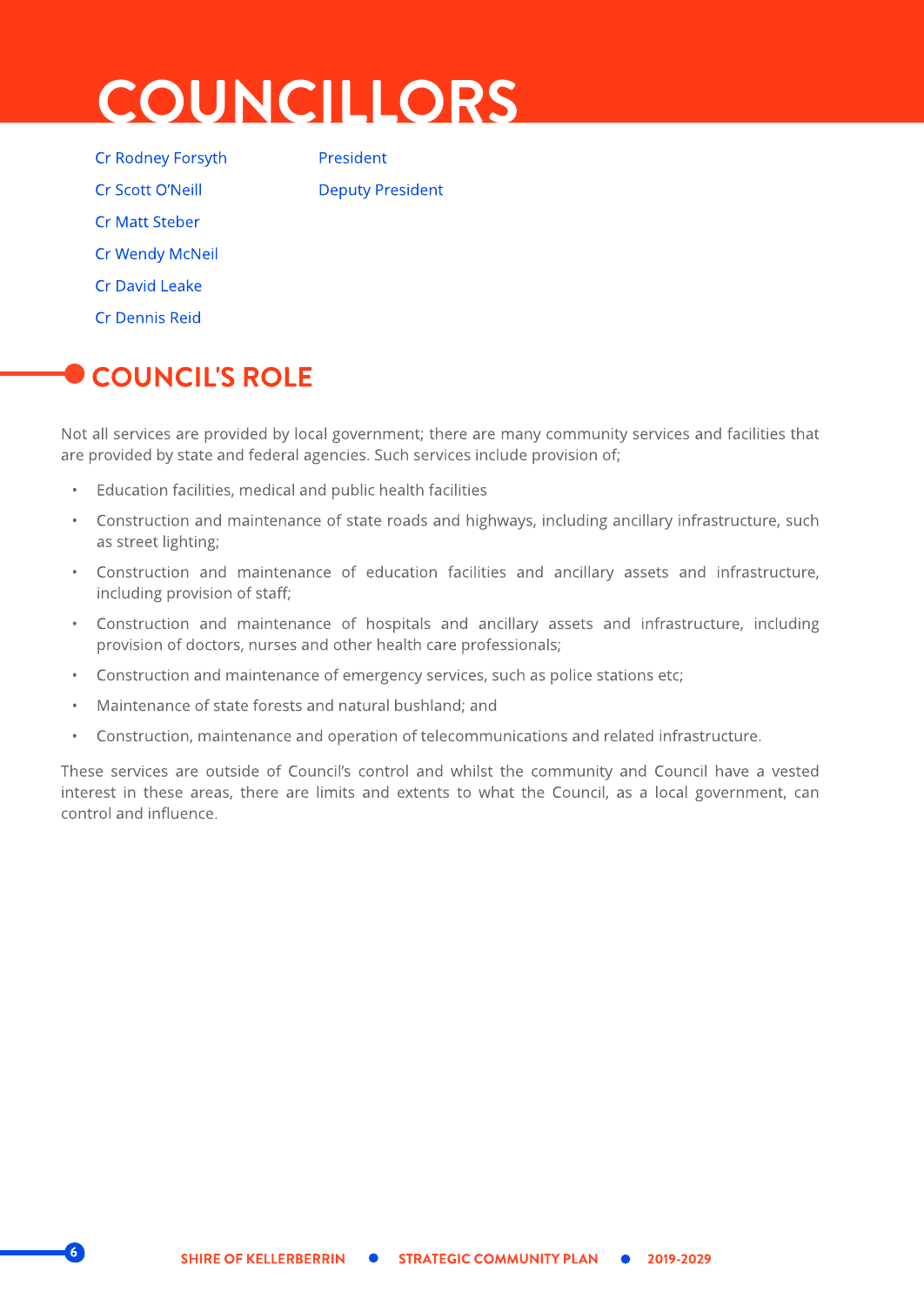# COUNCILLORS

| | |
|---|---|
| Cr Rodney Forsyth | President |
| Cr Scott O'Neill | Deputy President |
| Cr Matt Steber | |
| Cr Wendy McNeil | |
| Cr David Leake | |
| Cr Dennis Reid | |

## COUNCIL'S ROLE

Not all services are provided by local government; there are many community services and facilities that are provided by state and federal agencies. Such services include provision of;

- Education facilities, medical and public health facilities
- Construction and maintenance of state roads and highways, including ancillary infrastructure, such as street lighting;
- Construction and maintenance of education facilities and ancillary assets and infrastructure, including provision of staff;
- Construction and maintenance of hospitals and ancillary assets and infrastructure, including provision of doctors, nurses and other health care professionals;
- Construction and maintenance of emergency services, such as police stations etc;
- Maintenance of state forests and natural bushland; and
- Construction, maintenance and operation of telecommunications and related infrastructure.

These services are outside of Council's control and whilst the community and Council have a vested interest in these areas, there are limits and extents to what the Council, as a local government, can control and influence.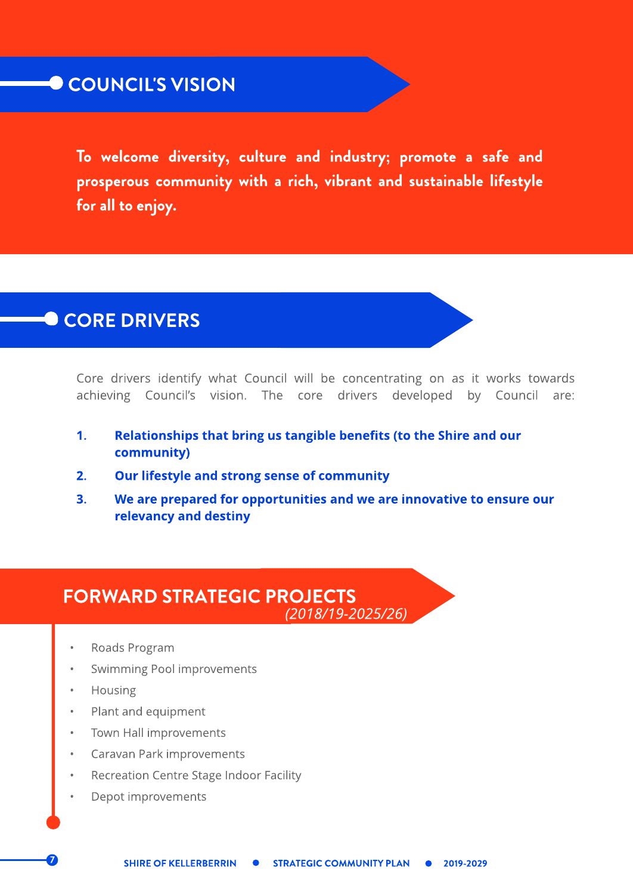## COUNCIL'S VISION

**To welcome diversity, culture and industry; promote a safe and prosperous community with a rich, vibrant and sustainable lifestyle for all to enjoy.**

## CORE DRIVERS

Core drivers identify what Council will be concentrating on as it works towards achieving Council's vision. The core drivers developed by Council are:

1. **Relationships that bring us tangible benefits (to the Shire and our community)**
2. **Our lifestyle and strong sense of community**
3. **We are prepared for opportunities and we are innovative to ensure our relevancy and destiny**

## FORWARD STRATEGIC PROJECTS *(2018/19-2025/26)*

- Roads Program
- Swimming Pool improvements
- Housing
- Plant and equipment
- Town Hall improvements
- Caravan Park improvements
- Recreation Centre Stage Indoor Facility
- Depot improvements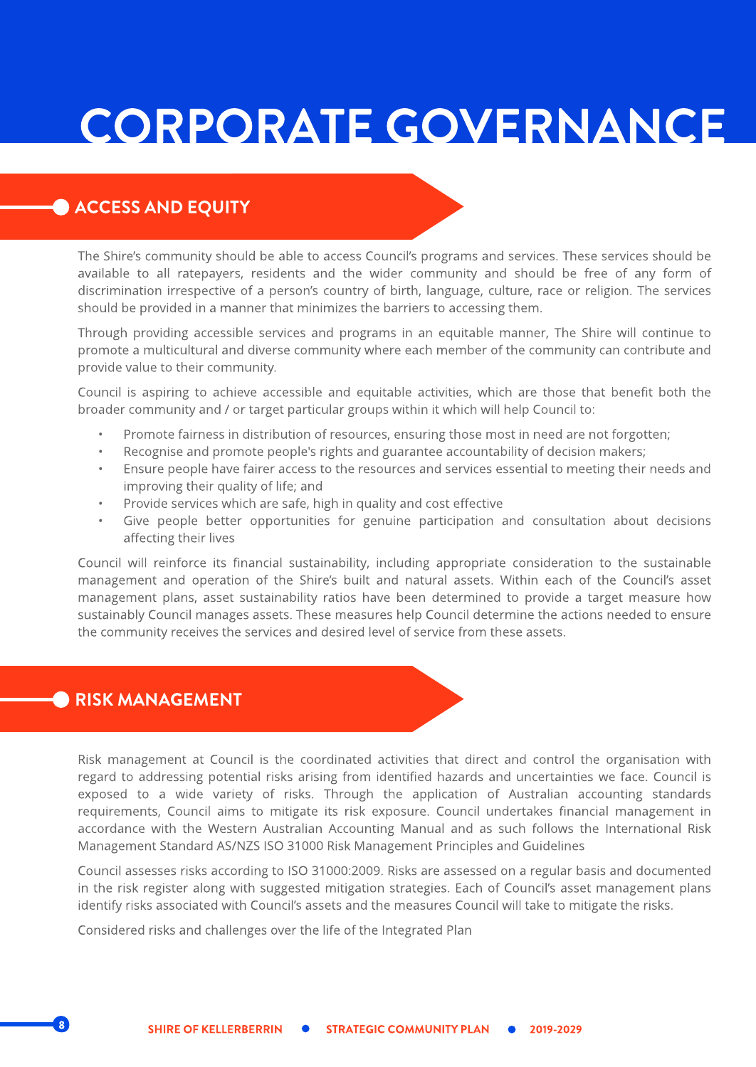# CORPORATE GOVERNANCE

## ACCESS AND EQUITY

The Shire's community should be able to access Council's programs and services. These services should be available to all ratepayers, residents and the wider community and should be free of any form of discrimination irrespective of a person's country of birth, language, culture, race or religion. The services should be provided in a manner that minimizes the barriers to accessing them.

Through providing accessible services and programs in an equitable manner, The Shire will continue to promote a multicultural and diverse community where each member of the community can contribute and provide value to their community.

Council is aspiring to achieve accessible and equitable activities, which are those that benefit both the broader community and / or target particular groups within it which will help Council to:

- Promote fairness in distribution of resources, ensuring those most in need are not forgotten;
- Recognise and promote people's rights and guarantee accountability of decision makers;
- Ensure people have fairer access to the resources and services essential to meeting their needs and improving their quality of life; and
- Provide services which are safe, high in quality and cost effective
- Give people better opportunities for genuine participation and consultation about decisions affecting their lives

Council will reinforce its financial sustainability, including appropriate consideration to the sustainable management and operation of the Shire's built and natural assets. Within each of the Council's asset management plans, asset sustainability ratios have been determined to provide a target measure how sustainably Council manages assets. These measures help Council determine the actions needed to ensure the community receives the services and desired level of service from these assets.

## RISK MANAGEMENT

Risk management at Council is the coordinated activities that direct and control the organisation with regard to addressing potential risks arising from identified hazards and uncertainties we face. Council is exposed to a wide variety of risks. Through the application of Australian accounting standards requirements, Council aims to mitigate its risk exposure. Council undertakes financial management in accordance with the Western Australian Accounting Manual and as such follows the International Risk Management Standard AS/NZS ISO 31000 Risk Management Principles and Guidelines

Council assesses risks according to ISO 31000:2009. Risks are assessed on a regular basis and documented in the risk register along with suggested mitigation strategies. Each of Council's asset management plans identify risks associated with Council's assets and the measures Council will take to mitigate the risks.

Considered risks and challenges over the life of the Integrated Plan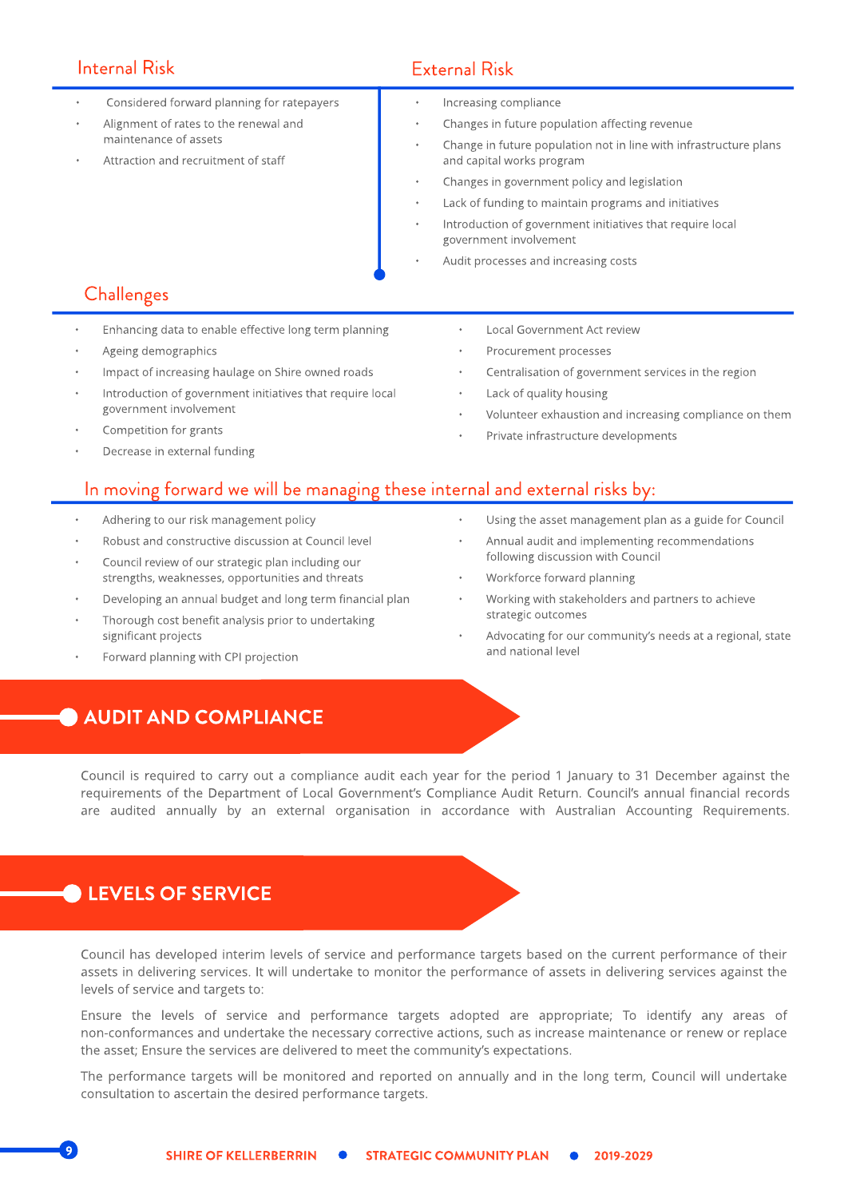## Internal Risk

- Considered forward planning for ratepayers
- Alignment of rates to the renewal and maintenance of assets
- Attraction and recruitment of staff

## External Risk

- Increasing compliance
- Changes in future population affecting revenue
- Change in future population not in line with infrastructure plans and capital works program
- Changes in government policy and legislation
- Lack of funding to maintain programs and initiatives
- Introduction of government initiatives that require local government involvement
- Audit processes and increasing costs

## Challenges

- Enhancing data to enable effective long term planning
- Ageing demographics
- Impact of increasing haulage on Shire owned roads
- Introduction of government initiatives that require local government involvement
- Competition for grants
- Decrease in external funding
- Local Government Act review
- Procurement processes
- Centralisation of government services in the region
- Lack of quality housing
- Volunteer exhaustion and increasing compliance on them
- Private infrastructure developments

## In moving forward we will be managing these internal and external risks by:

- Adhering to our risk management policy
- Robust and constructive discussion at Council level
- Council review of our strategic plan including our strengths, weaknesses, opportunities and threats
- Developing an annual budget and long term financial plan
- Thorough cost benefit analysis prior to undertaking significant projects
- Forward planning with CPI projection
- Using the asset management plan as a guide for Council
- Annual audit and implementing recommendations following discussion with Council
- Workforce forward planning
- Working with stakeholders and partners to achieve strategic outcomes
- Advocating for our community's needs at a regional, state and national level

# AUDIT AND COMPLIANCE

Council is required to carry out a compliance audit each year for the period 1 January to 31 December against the requirements of the Department of Local Government's Compliance Audit Return. Council's annual financial records are audited annually by an external organisation in accordance with Australian Accounting Requirements.

# LEVELS OF SERVICE

Council has developed interim levels of service and performance targets based on the current performance of their assets in delivering services. It will undertake to monitor the performance of assets in delivering services against the levels of service and targets to:

Ensure the levels of service and performance targets adopted are appropriate; To identify any areas of non-conformances and undertake the necessary corrective actions, such as increase maintenance or renew or replace the asset; Ensure the services are delivered to meet the community's expectations.

The performance targets will be monitored and reported on annually and in the long term, Council will undertake consultation to ascertain the desired performance targets.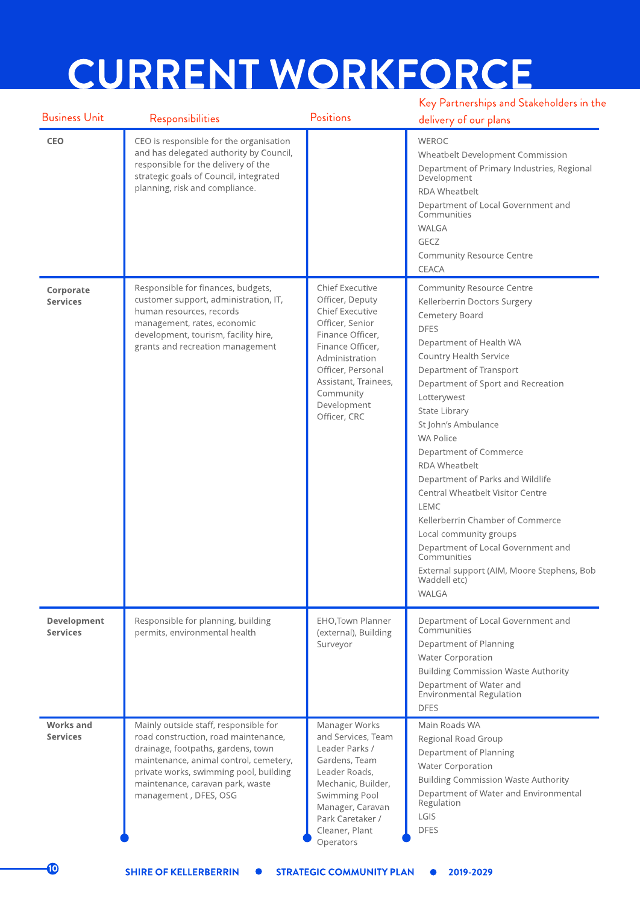# CURRENT WORKFORCE

| Business Unit | Responsibilities | Positions | Key Partnerships and Stakeholders in the delivery of our plans |
|---|---|---|---|
| **CEO** | CEO is responsible for the organisation and has delegated authority by Council, responsible for the delivery of the strategic goals of Council, integrated planning, risk and compliance. | | WEROC<br>Wheatbelt Development Commission<br>Department of Primary Industries, Regional Development<br>RDA Wheatbelt<br>Department of Local Government and Communities<br>WALGA<br>GECZ<br>Community Resource Centre<br>CEACA |
| **Corporate Services** | Responsible for finances, budgets, customer support, administration, IT, human resources, records management, rates, economic development, tourism, facility hire, grants and recreation management | Chief Executive Officer, Deputy Chief Executive Officer, Senior Finance Officer, Finance Officer, Administration Officer, Personal Assistant, Trainees, Community Development Officer, CRC | Community Resource Centre<br>Kellerberrin Doctors Surgery<br>Cemetery Board<br>DFES<br>Department of Health WA<br>Country Health Service<br>Department of Transport<br>Department of Sport and Recreation<br>Lotterywest<br>State Library<br>St John's Ambulance<br>WA Police<br>Department of Commerce<br>RDA Wheatbelt<br>Department of Parks and Wildlife<br>Central Wheatbelt Visitor Centre<br>LEMC<br>Kellerberrin Chamber of Commerce<br>Local community groups<br>Department of Local Government and Communities<br>External support (AIM, Moore Stephens, Bob Waddell etc)<br>WALGA |
| **Development Services** | Responsible for planning, building permits, environmental health | EHO,Town Planner (external), Building Surveyor | Department of Local Government and Communities<br>Department of Planning<br>Water Corporation<br>Building Commission Waste Authority<br>Department of Water and Environmental Regulation<br>DFES |
| **Works and Services** | Mainly outside staff, responsible for road construction, road maintenance, drainage, footpaths, gardens, town maintenance, animal control, cemetery, private works, swimming pool, building maintenance, caravan park, waste management , DFES, OSG | Manager Works and Services, Team Leader Parks / Gardens, Team Leader Roads, Mechanic, Builder, Swimming Pool Manager, Caravan Park Caretaker / Cleaner, Plant Operators | Main Roads WA<br>Regional Road Group<br>Department of Planning<br>Water Corporation<br>Building Commission Waste Authority<br>Department of Water and Environmental Regulation<br>LGIS<br>DFES |